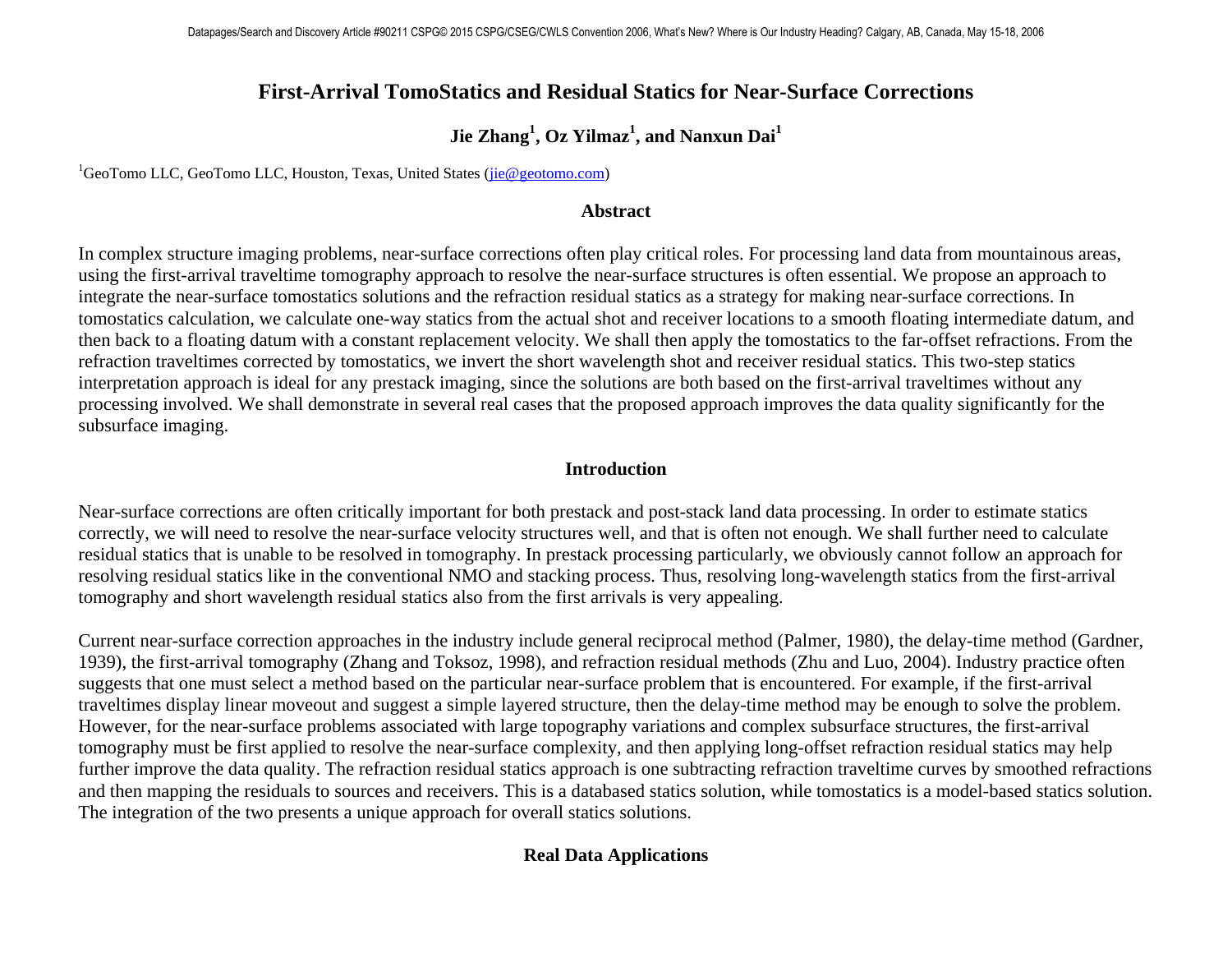# First-Arrival TomoStatics and Residual Statics for Near-Surface Corrections

**Jie Zhang[1], Oz Yilmaz[1], and Nanxun Dai[1]**

[1]GeoTomo LLC, GeoTomo LLC, Houston, Texas, United States (jie@geotomo.com)

## Abstract

In complex structure imaging problems, near-surface corrections often play critical roles. For processing land data from mountainous areas, using the first-arrival traveltime tomography approach to resolve the near-surface structures is often essential. We propose an approach to integrate the near-surface tomostatics solutions and the refraction residual statics as a strategy for making near-surface corrections. In tomostatics calculation, we calculate one-way statics from the actual shot and receiver locations to a smooth floating intermediate datum, and then back to a floating datum with a constant replacement velocity. We shall then apply the tomostatics to the far-offset refractions. From the refraction traveltimes corrected by tomostatics, we invert the short wavelength shot and receiver residual statics. This two-step statics interpretation approach is ideal for any prestack imaging, since the solutions are both based on the first-arrival traveltimes without any processing involved. We shall demonstrate in several real cases that the proposed approach improves the data quality significantly for the subsurface imaging.

## Introduction

Near-surface corrections are often critically important for both prestack and post-stack land data processing. In order to estimate statics correctly, we will need to resolve the near-surface velocity structures well, and that is often not enough. We shall further need to calculate residual statics that is unable to be resolved in tomography. In prestack processing particularly, we obviously cannot follow an approach for resolving residual statics like in the conventional NMO and stacking process. Thus, resolving long-wavelength statics from the first-arrival tomography and short wavelength residual statics also from the first arrivals is very appealing.

Current near-surface correction approaches in the industry include general reciprocal method (Palmer, 1980), the delay-time method (Gardner, 1939), the first-arrival tomography (Zhang and Toksoz, 1998), and refraction residual methods (Zhu and Luo, 2004). Industry practice often suggests that one must select a method based on the particular near-surface problem that is encountered. For example, if the first-arrival traveltimes display linear moveout and suggest a simple layered structure, then the delay-time method may be enough to solve the problem. However, for the near-surface problems associated with large topography variations and complex subsurface structures, the first-arrival tomography must be first applied to resolve the near-surface complexity, and then applying long-offset refraction residual statics may help further improve the data quality. The refraction residual statics approach is one subtracting refraction traveltime curves by smoothed refractions and then mapping the residuals to sources and receivers. This is a databased statics solution, while tomostatics is a model-based statics solution. The integration of the two presents a unique approach for overall statics solutions.

## Real Data Applications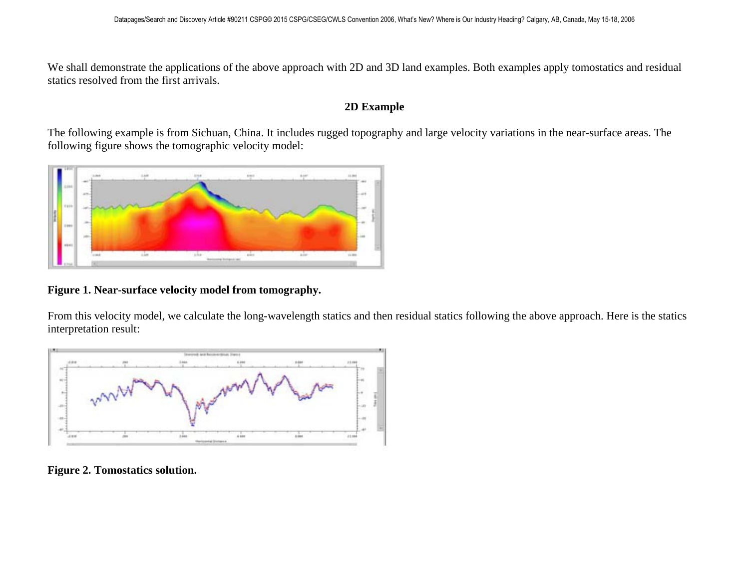We shall demonstrate the applications of the above approach with 2D and 3D land examples. Both examples apply tomostatics and residual statics resolved from the first arrivals.

## 2D Example

The following example is from Sichuan, China. It includes rugged topography and large velocity variations in the near-surface areas. The following figure shows the tomographic velocity model:

**Figure 1. Near-surface velocity model from tomography.**

From this velocity model, we calculate the long-wavelength statics and then residual statics following the above approach. Here is the statics interpretation result:

**Figure 2. Tomostatics solution.**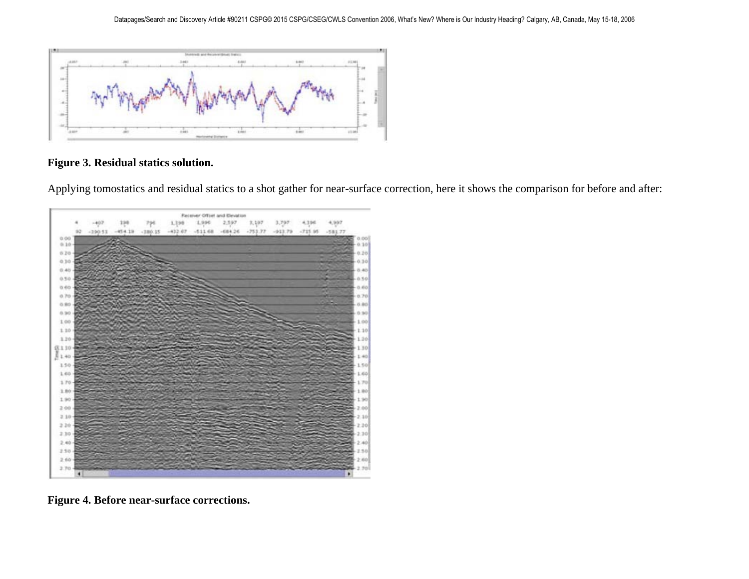**Figure 3. Residual statics solution.**

Applying tomostatics and residual statics to a shot gather for near-surface correction, here it shows the comparison for before and after:

**Figure 4. Before near-surface corrections.**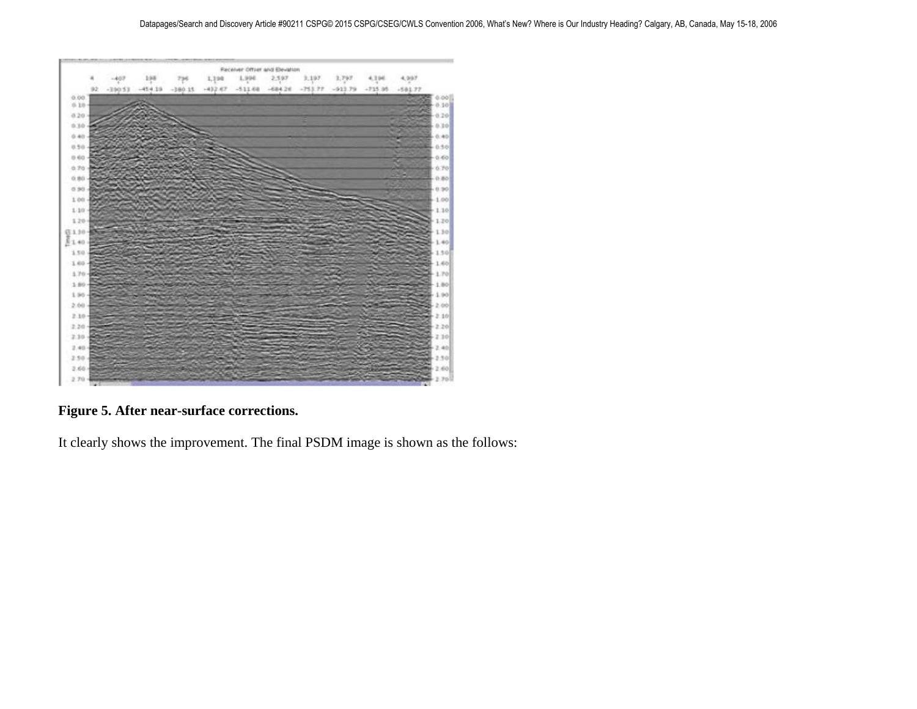**Figure 5. After near-surface corrections.**

It clearly shows the improvement. The final PSDM image is shown as the follows: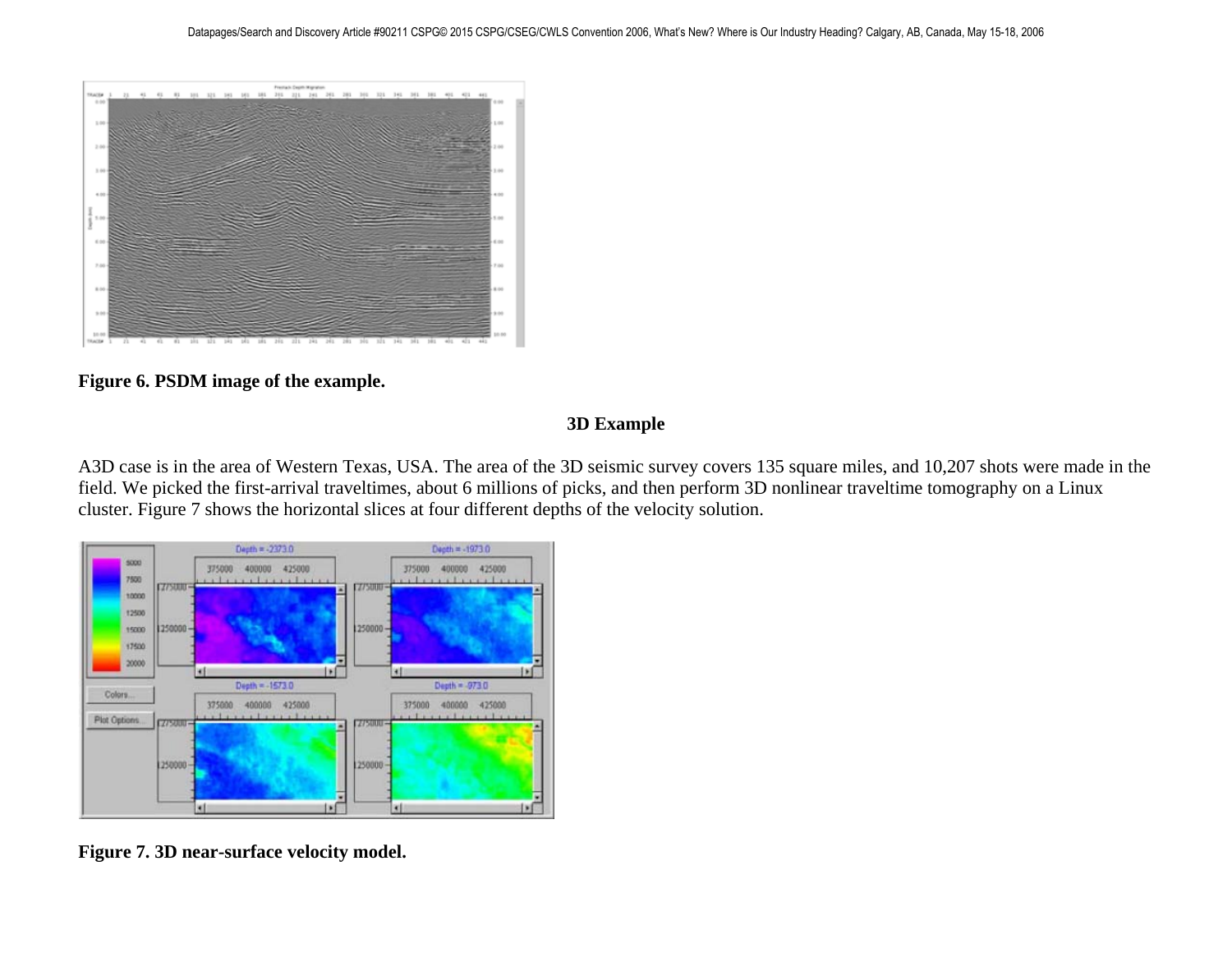**Figure 6. PSDM image of the example.**

## 3D Example

A3D case is in the area of Western Texas, USA. The area of the 3D seismic survey covers 135 square miles, and 10,207 shots were made in the field. We picked the first-arrival traveltimes, about 6 millions of picks, and then perform 3D nonlinear traveltime tomography on a Linux cluster. Figure 7 shows the horizontal slices at four different depths of the velocity solution.

**Figure 7. 3D near-surface velocity model.**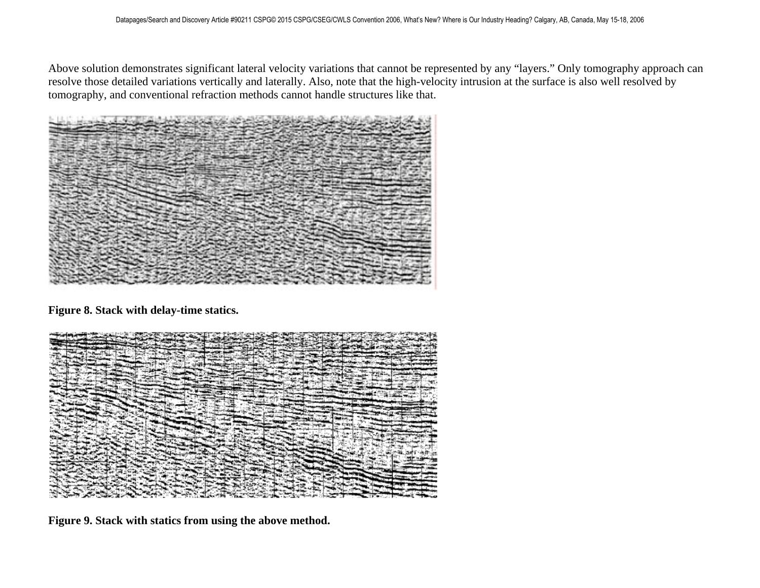Above solution demonstrates significant lateral velocity variations that cannot be represented by any “layers.” Only tomography approach can resolve those detailed variations vertically and laterally. Also, note that the high-velocity intrusion at the surface is also well resolved by tomography, and conventional refraction methods cannot handle structures like that.

**Figure 8. Stack with delay-time statics.**

**Figure 9. Stack with statics from using the above method.**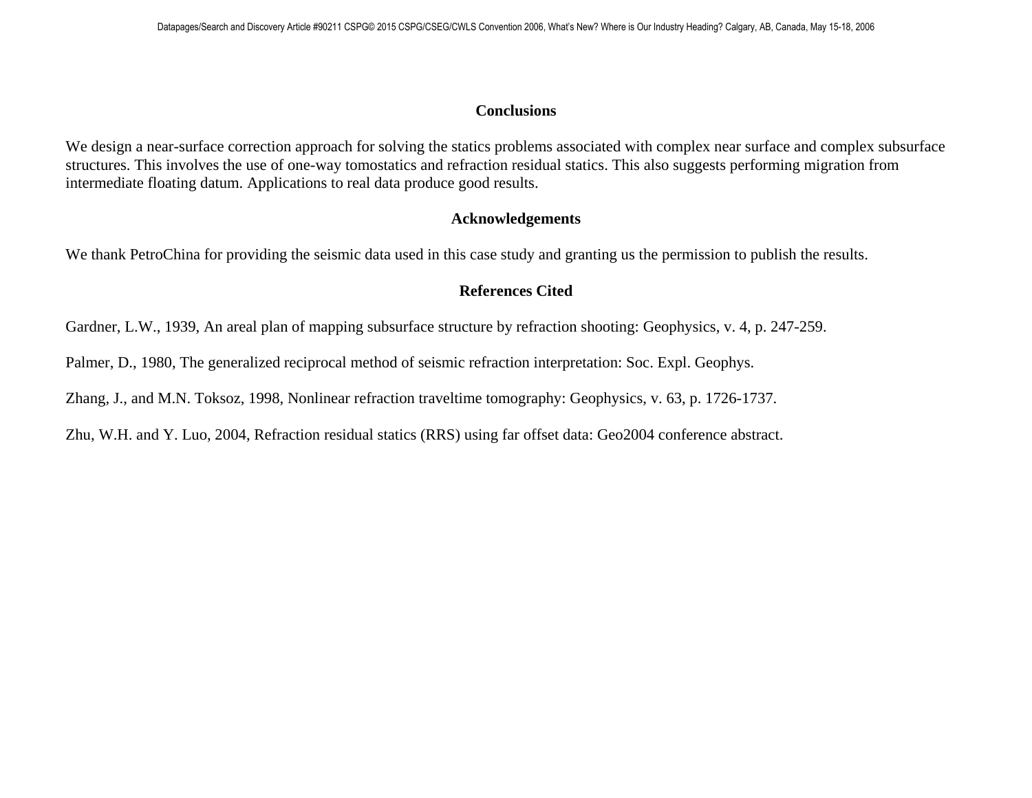## Conclusions

We design a near-surface correction approach for solving the statics problems associated with complex near surface and complex subsurface structures. This involves the use of one-way tomostatics and refraction residual statics. This also suggests performing migration from intermediate floating datum. Applications to real data produce good results.

## Acknowledgements

We thank PetroChina for providing the seismic data used in this case study and granting us the permission to publish the results.

## References Cited

Gardner, L.W., 1939, An areal plan of mapping subsurface structure by refraction shooting: Geophysics, v. 4, p. 247-259.

Palmer, D., 1980, The generalized reciprocal method of seismic refraction interpretation: Soc. Expl. Geophys.

Zhang, J., and M.N. Toksoz, 1998, Nonlinear refraction traveltime tomography: Geophysics, v. 63, p. 1726-1737.

Zhu, W.H. and Y. Luo, 2004, Refraction residual statics (RRS) using far offset data: Geo2004 conference abstract.